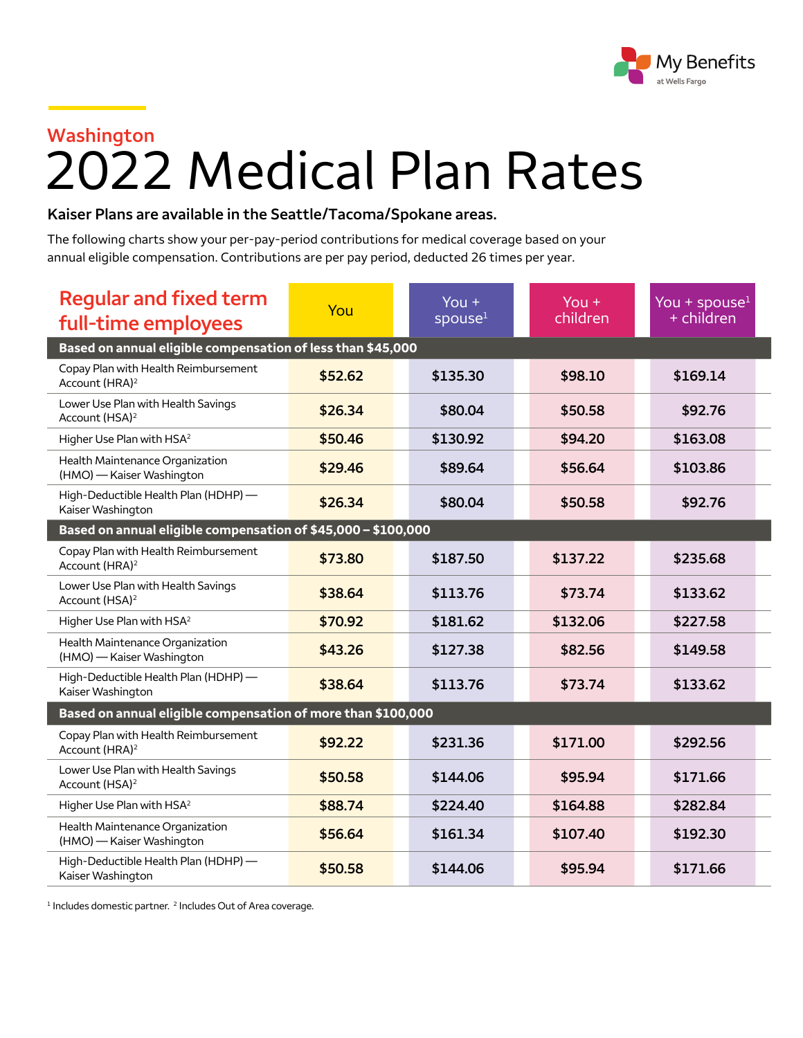My Benefits at Wells Fargo

## Washington

# 2022 Medical Plan Rates

**Kaiser Plans are available in the Seattle/Tacoma/Spokane areas.**

The following charts show your per-pay-period contributions for medical coverage based on your annual eligible compensation. Contributions are per pay period, deducted 26 times per year.

| Regular and fixed term full-time employees | You | You + spouse[1] | You + children | You + spouse[1] + children |
|---|---|---|---|---|
| **Based on annual eligible compensation of less than $45,000** | | | | |
| Copay Plan with Health Reimbursement Account (HRA)[2] | $52.62 | $135.30 | $98.10 | $169.14 |
| Lower Use Plan with Health Savings Account (HSA)[2] | $26.34 | $80.04 | $50.58 | $92.76 |
| Higher Use Plan with HSA[2] | $50.46 | $130.92 | $94.20 | $163.08 |
| Health Maintenance Organization (HMO) — Kaiser Washington | $29.46 | $89.64 | $56.64 | $103.86 |
| High-Deductible Health Plan (HDHP) — Kaiser Washington | $26.34 | $80.04 | $50.58 | $92.76 |
| **Based on annual eligible compensation of $45,000 – $100,000** | | | | |
| Copay Plan with Health Reimbursement Account (HRA)[2] | $73.80 | $187.50 | $137.22 | $235.68 |
| Lower Use Plan with Health Savings Account (HSA)[2] | $38.64 | $113.76 | $73.74 | $133.62 |
| Higher Use Plan with HSA[2] | $70.92 | $181.62 | $132.06 | $227.58 |
| Health Maintenance Organization (HMO) — Kaiser Washington | $43.26 | $127.38 | $82.56 | $149.58 |
| High-Deductible Health Plan (HDHP) — Kaiser Washington | $38.64 | $113.76 | $73.74 | $133.62 |
| **Based on annual eligible compensation of more than $100,000** | | | | |
| Copay Plan with Health Reimbursement Account (HRA)[2] | $92.22 | $231.36 | $171.00 | $292.56 |
| Lower Use Plan with Health Savings Account (HSA)[2] | $50.58 | $144.06 | $95.94 | $171.66 |
| Higher Use Plan with HSA[2] | $88.74 | $224.40 | $164.88 | $282.84 |
| Health Maintenance Organization (HMO) — Kaiser Washington | $56.64 | $161.34 | $107.40 | $192.30 |
| High-Deductible Health Plan (HDHP) — Kaiser Washington | $50.58 | $144.06 | $95.94 | $171.66 |

[1] Includes domestic partner. [2] Includes Out of Area coverage.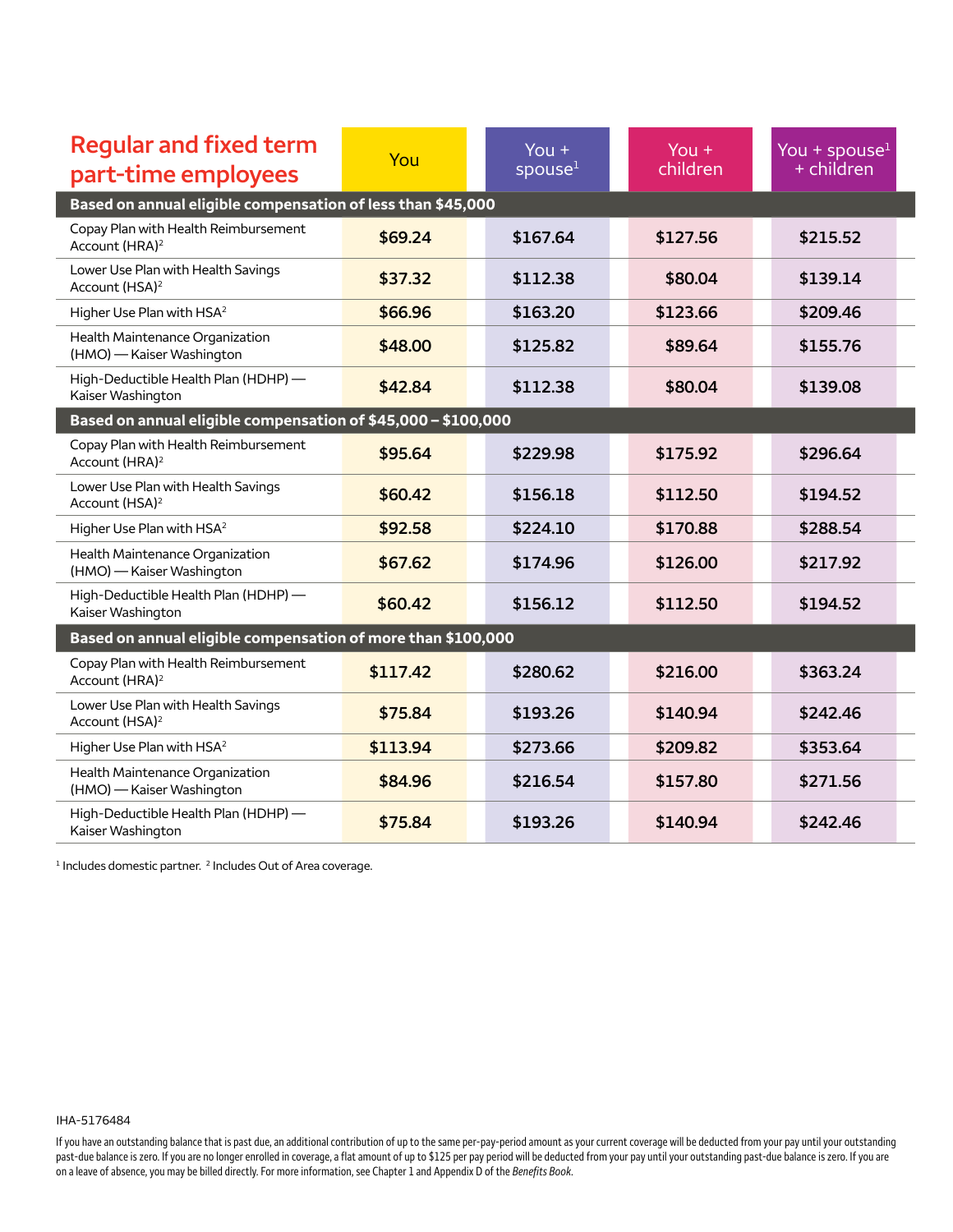| Regular and fixed term part-time employees | You | You + spouse[1] | You + children | You + spouse[1] + children |
|---|---|---|---|---|
| **Based on annual eligible compensation of less than $45,000** | | | | |
| Copay Plan with Health Reimbursement Account (HRA)[2] | $69.24 | $167.64 | $127.56 | $215.52 |
| Lower Use Plan with Health Savings Account (HSA)[2] | $37.32 | $112.38 | $80.04 | $139.14 |
| Higher Use Plan with HSA[2] | $66.96 | $163.20 | $123.66 | $209.46 |
| Health Maintenance Organization (HMO) — Kaiser Washington | $48.00 | $125.82 | $89.64 | $155.76 |
| High-Deductible Health Plan (HDHP) — Kaiser Washington | $42.84 | $112.38 | $80.04 | $139.08 |
| **Based on annual eligible compensation of $45,000 – $100,000** | | | | |
| Copay Plan with Health Reimbursement Account (HRA)[2] | $95.64 | $229.98 | $175.92 | $296.64 |
| Lower Use Plan with Health Savings Account (HSA)[2] | $60.42 | $156.18 | $112.50 | $194.52 |
| Higher Use Plan with HSA[2] | $92.58 | $224.10 | $170.88 | $288.54 |
| Health Maintenance Organization (HMO) — Kaiser Washington | $67.62 | $174.96 | $126.00 | $217.92 |
| High-Deductible Health Plan (HDHP) — Kaiser Washington | $60.42 | $156.12 | $112.50 | $194.52 |
| **Based on annual eligible compensation of more than $100,000** | | | | |
| Copay Plan with Health Reimbursement Account (HRA)[2] | $117.42 | $280.62 | $216.00 | $363.24 |
| Lower Use Plan with Health Savings Account (HSA)[2] | $75.84 | $193.26 | $140.94 | $242.46 |
| Higher Use Plan with HSA[2] | $113.94 | $273.66 | $209.82 | $353.64 |
| Health Maintenance Organization (HMO) — Kaiser Washington | $84.96 | $216.54 | $157.80 | $271.56 |
| High-Deductible Health Plan (HDHP) — Kaiser Washington | $75.84 | $193.26 | $140.94 | $242.46 |

[1] Includes domestic partner. [2] Includes Out of Area coverage.

IHA-5176484

If you have an outstanding balance that is past due, an additional contribution of up to the same per-pay-period amount as your current coverage will be deducted from your pay until your outstanding past-due balance is zero. If you are no longer enrolled in coverage, a flat amount of up to $125 per pay period will be deducted from your pay until your outstanding past-due balance is zero. If you are on a leave of absence, you may be billed directly. For more information, see Chapter 1 and Appendix D of the *Benefits Book*.